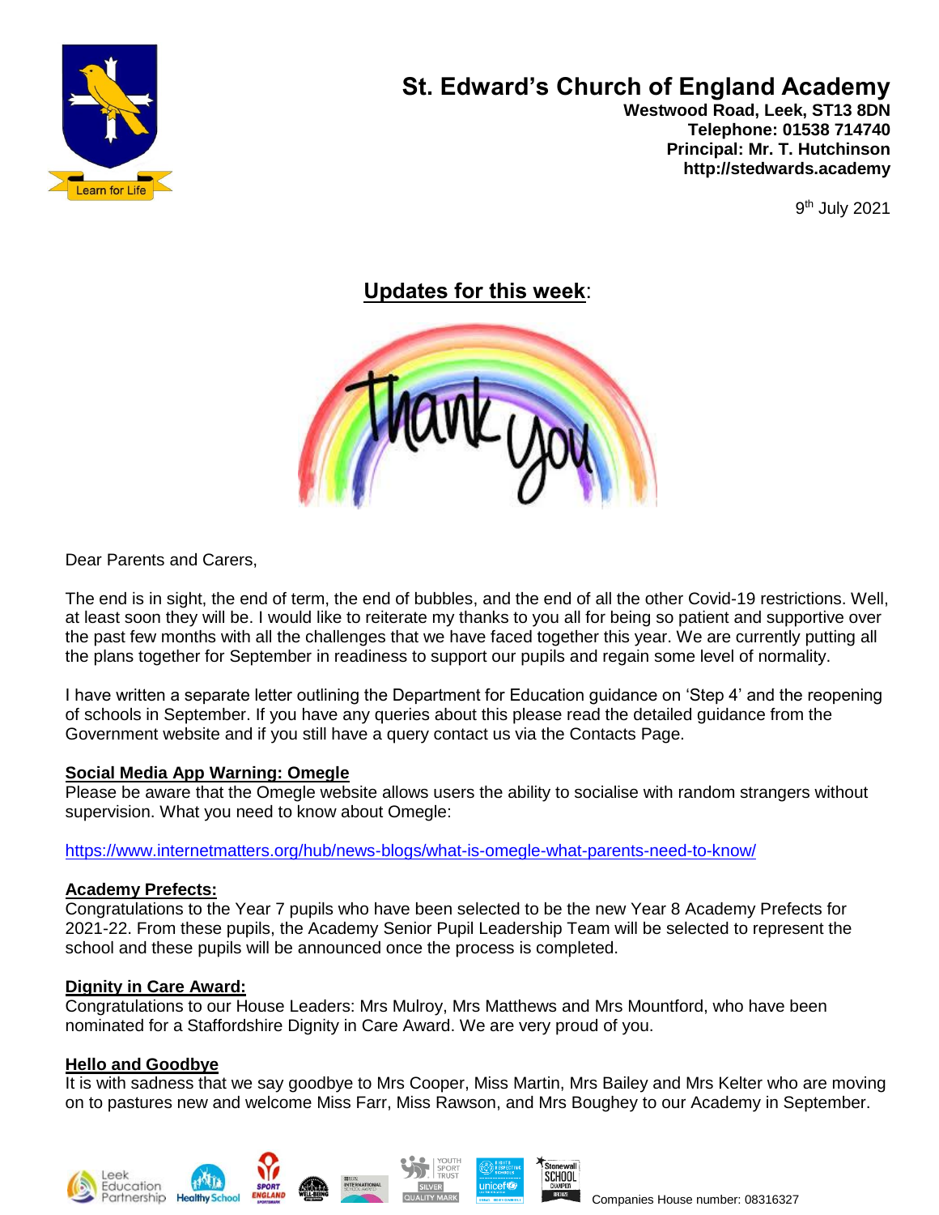# St. Edward's Church of England Academy

**Westwood Road, Leek, ST13 8DN**
**Telephone: 01538 714740**
**Principal: Mr. T. Hutchinson**
**http://stedwards.academy**

9th July 2021

## Updates for this week:

Dear Parents and Carers,

The end is in sight, the end of term, the end of bubbles, and the end of all the other Covid-19 restrictions. Well, at least soon they will be. I would like to reiterate my thanks to you all for being so patient and supportive over the past few months with all the challenges that we have faced together this year. We are currently putting all the plans together for September in readiness to support our pupils and regain some level of normality.

I have written a separate letter outlining the Department for Education guidance on 'Step 4' and the reopening of schools in September. If you have any queries about this please read the detailed guidance from the Government website and if you still have a query contact us via the Contacts Page.

### Social Media App Warning: Omegle

Please be aware that the Omegle website allows users the ability to socialise with random strangers without supervision. What you need to know about Omegle:

https://www.internetmatters.org/hub/news-blogs/what-is-omegle-what-parents-need-to-know/

### Academy Prefects:

Congratulations to the Year 7 pupils who have been selected to be the new Year 8 Academy Prefects for 2021-22. From these pupils, the Academy Senior Pupil Leadership Team will be selected to represent the school and these pupils will be announced once the process is completed.

### Dignity in Care Award:

Congratulations to our House Leaders: Mrs Mulroy, Mrs Matthews and Mrs Mountford, who have been nominated for a Staffordshire Dignity in Care Award. We are very proud of you.

### Hello and Goodbye

It is with sadness that we say goodbye to Mrs Cooper, Miss Martin, Mrs Bailey and Mrs Kelter who are moving on to pastures new and welcome Miss Farr, Miss Rawson, and Mrs Boughey to our Academy in September.

Companies House number: 08316327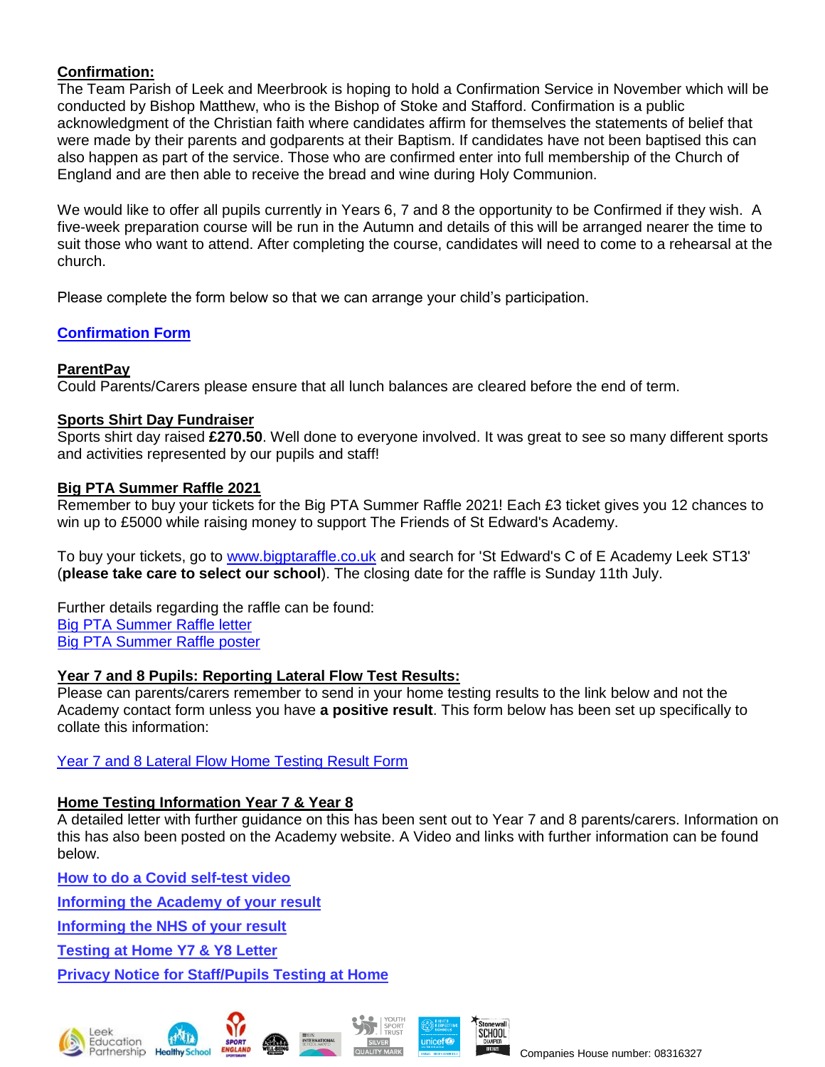**Confirmation:**

The Team Parish of Leek and Meerbrook is hoping to hold a Confirmation Service in November which will be conducted by Bishop Matthew, who is the Bishop of Stoke and Stafford. Confirmation is a public acknowledgment of the Christian faith where candidates affirm for themselves the statements of belief that were made by their parents and godparents at their Baptism. If candidates have not been baptised this can also happen as part of the service. Those who are confirmed enter into full membership of the Church of England and are then able to receive the bread and wine during Holy Communion.

We would like to offer all pupils currently in Years 6, 7 and 8 the opportunity to be Confirmed if they wish. A five-week preparation course will be run in the Autumn and details of this will be arranged nearer the time to suit those who want to attend. After completing the course, candidates will need to come to a rehearsal at the church.

Please complete the form below so that we can arrange your child's participation.

**Confirmation Form**

**ParentPay**

Could Parents/Carers please ensure that all lunch balances are cleared before the end of term.

**Sports Shirt Day Fundraiser**

Sports shirt day raised **£270.50**. Well done to everyone involved. It was great to see so many different sports and activities represented by our pupils and staff!

**Big PTA Summer Raffle 2021**

Remember to buy your tickets for the Big PTA Summer Raffle 2021! Each £3 ticket gives you 12 chances to win up to £5000 while raising money to support The Friends of St Edward's Academy.

To buy your tickets, go to www.bigptaraffle.co.uk and search for 'St Edward's C of E Academy Leek ST13' (**please take care to select our school**). The closing date for the raffle is Sunday 11th July.

Further details regarding the raffle can be found:
Big PTA Summer Raffle letter
Big PTA Summer Raffle poster

**Year 7 and 8 Pupils: Reporting Lateral Flow Test Results:**

Please can parents/carers remember to send in your home testing results to the link below and not the Academy contact form unless you have **a positive result**. This form below has been set up specifically to collate this information:

Year 7 and 8 Lateral Flow Home Testing Result Form

**Home Testing Information Year 7 & Year 8**

A detailed letter with further guidance on this has been sent out to Year 7 and 8 parents/carers. Information on this has also been posted on the Academy website. A Video and links with further information can be found below.

**How to do a Covid self-test video**

**Informing the Academy of your result**

**Informing the NHS of your result**

**Testing at Home Y7 & Y8 Letter**

**Privacy Notice for Staff/Pupils Testing at Home**

Companies House number: 08316327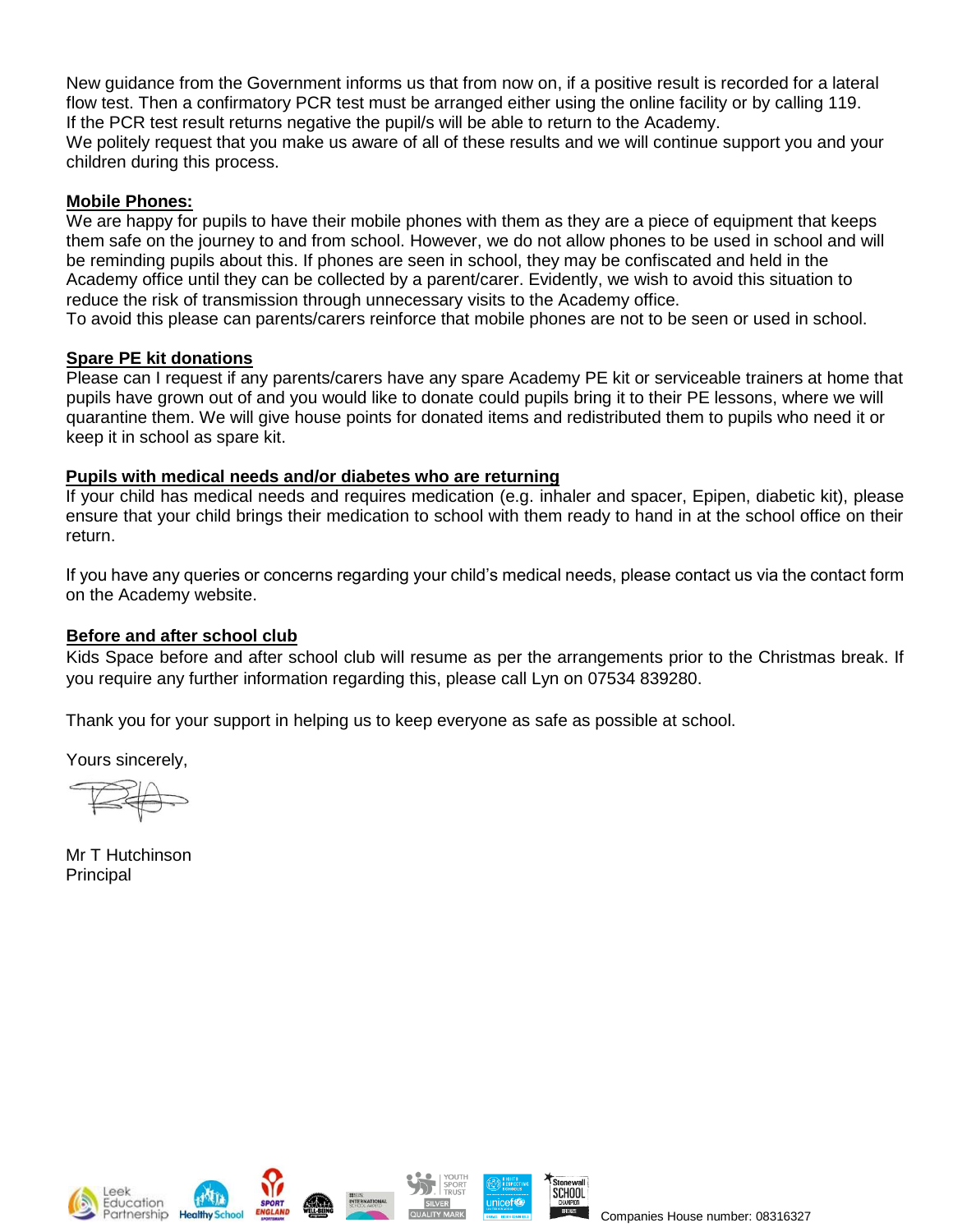New guidance from the Government informs us that from now on, if a positive result is recorded for a lateral flow test. Then a confirmatory PCR test must be arranged either using the online facility or by calling 119. If the PCR test result returns negative the pupil/s will be able to return to the Academy.
We politely request that you make us aware of all of these results and we will continue support you and your children during this process.

**Mobile Phones:**

We are happy for pupils to have their mobile phones with them as they are a piece of equipment that keeps them safe on the journey to and from school. However, we do not allow phones to be used in school and will be reminding pupils about this. If phones are seen in school, they may be confiscated and held in the Academy office until they can be collected by a parent/carer. Evidently, we wish to avoid this situation to reduce the risk of transmission through unnecessary visits to the Academy office.
To avoid this please can parents/carers reinforce that mobile phones are not to be seen or used in school.

**Spare PE kit donations**

Please can I request if any parents/carers have any spare Academy PE kit or serviceable trainers at home that pupils have grown out of and you would like to donate could pupils bring it to their PE lessons, where we will quarantine them. We will give house points for donated items and redistributed them to pupils who need it or keep it in school as spare kit.

**Pupils with medical needs and/or diabetes who are returning**

If your child has medical needs and requires medication (e.g. inhaler and spacer, Epipen, diabetic kit), please ensure that your child brings their medication to school with them ready to hand in at the school office on their return.

If you have any queries or concerns regarding your child's medical needs, please contact us via the contact form on the Academy website.

**Before and after school club**

Kids Space before and after school club will resume as per the arrangements prior to the Christmas break. If you require any further information regarding this, please call Lyn on 07534 839280.

Thank you for your support in helping us to keep everyone as safe as possible at school.

Yours sincerely,

Mr T Hutchinson
Principal

Companies House number: 08316327